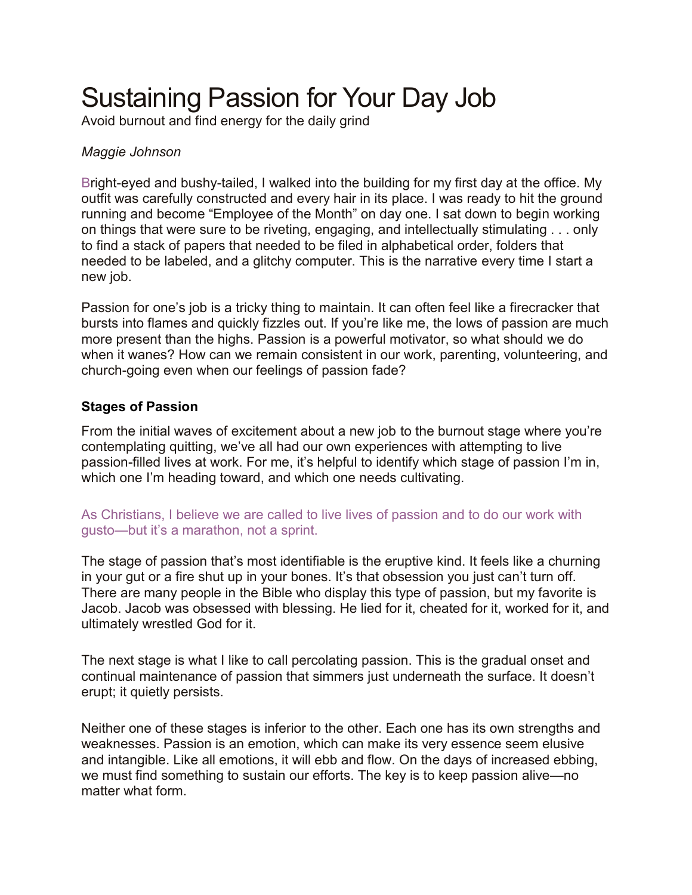# Sustaining Passion for Your Day Job

Avoid burnout and find energy for the daily grind

*Maggie Johnson*

Bright-eyed and bushy-tailed, I walked into the building for my first day at the office. My outfit was carefully constructed and every hair in its place. I was ready to hit the ground running and become "Employee of the Month" on day one. I sat down to begin working on things that were sure to be riveting, engaging, and intellectually stimulating . . . only to find a stack of papers that needed to be filed in alphabetical order, folders that needed to be labeled, and a glitchy computer. This is the narrative every time I start a new job.

Passion for one's job is a tricky thing to maintain. It can often feel like a firecracker that bursts into flames and quickly fizzles out. If you're like me, the lows of passion are much more present than the highs. Passion is a powerful motivator, so what should we do when it wanes? How can we remain consistent in our work, parenting, volunteering, and church-going even when our feelings of passion fade?

**Stages of Passion**

From the initial waves of excitement about a new job to the burnout stage where you're contemplating quitting, we've all had our own experiences with attempting to live passion-filled lives at work. For me, it's helpful to identify which stage of passion I'm in, which one I'm heading toward, and which one needs cultivating.

As Christians, I believe we are called to live lives of passion and to do our work with gusto—but it's a marathon, not a sprint.

The stage of passion that's most identifiable is the eruptive kind. It feels like a churning in your gut or a fire shut up in your bones. It's that obsession you just can't turn off. There are many people in the Bible who display this type of passion, but my favorite is Jacob. Jacob was obsessed with blessing. He lied for it, cheated for it, worked for it, and ultimately wrestled God for it.

The next stage is what I like to call percolating passion. This is the gradual onset and continual maintenance of passion that simmers just underneath the surface. It doesn't erupt; it quietly persists.

Neither one of these stages is inferior to the other. Each one has its own strengths and weaknesses. Passion is an emotion, which can make its very essence seem elusive and intangible. Like all emotions, it will ebb and flow. On the days of increased ebbing, we must find something to sustain our efforts. The key is to keep passion alive—no matter what form.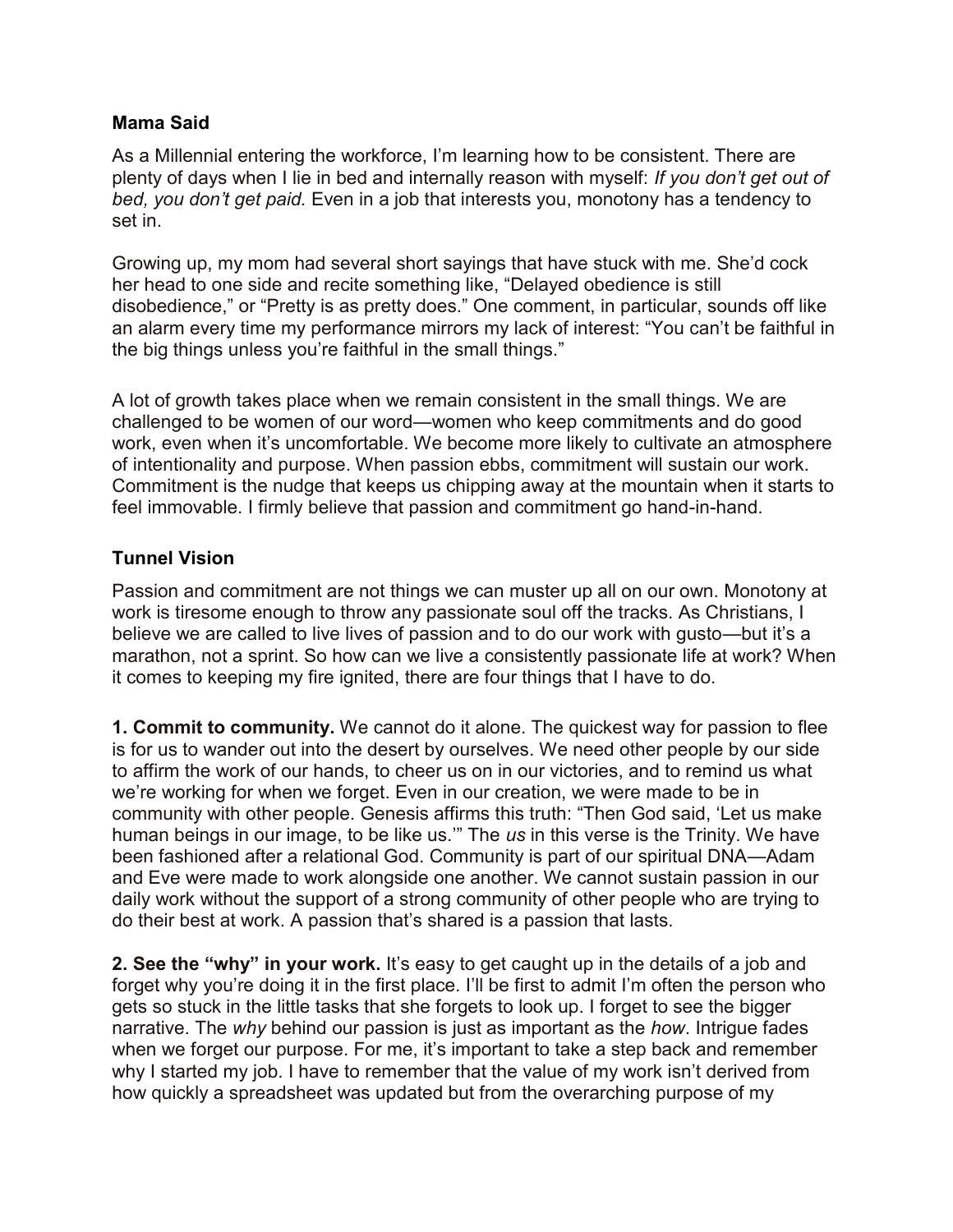### Mama Said

As a Millennial entering the workforce, I'm learning how to be consistent. There are plenty of days when I lie in bed and internally reason with myself: *If you don't get out of bed, you don't get paid.* Even in a job that interests you, monotony has a tendency to set in.

Growing up, my mom had several short sayings that have stuck with me. She'd cock her head to one side and recite something like, "Delayed obedience is still disobedience," or "Pretty is as pretty does." One comment, in particular, sounds off like an alarm every time my performance mirrors my lack of interest: "You can't be faithful in the big things unless you're faithful in the small things."

A lot of growth takes place when we remain consistent in the small things. We are challenged to be women of our word—women who keep commitments and do good work, even when it's uncomfortable. We become more likely to cultivate an atmosphere of intentionality and purpose. When passion ebbs, commitment will sustain our work. Commitment is the nudge that keeps us chipping away at the mountain when it starts to feel immovable. I firmly believe that passion and commitment go hand-in-hand.

### Tunnel Vision

Passion and commitment are not things we can muster up all on our own. Monotony at work is tiresome enough to throw any passionate soul off the tracks. As Christians, I believe we are called to live lives of passion and to do our work with gusto—but it's a marathon, not a sprint. So how can we live a consistently passionate life at work? When it comes to keeping my fire ignited, there are four things that I have to do.

**1. Commit to community.** We cannot do it alone. The quickest way for passion to flee is for us to wander out into the desert by ourselves. We need other people by our side to affirm the work of our hands, to cheer us on in our victories, and to remind us what we're working for when we forget. Even in our creation, we were made to be in community with other people. Genesis affirms this truth: "Then God said, 'Let us make human beings in our image, to be like us.'" The *us* in this verse is the Trinity. We have been fashioned after a relational God. Community is part of our spiritual DNA—Adam and Eve were made to work alongside one another. We cannot sustain passion in our daily work without the support of a strong community of other people who are trying to do their best at work. A passion that's shared is a passion that lasts.

**2. See the "why" in your work.** It's easy to get caught up in the details of a job and forget why you're doing it in the first place. I'll be first to admit I'm often the person who gets so stuck in the little tasks that she forgets to look up. I forget to see the bigger narrative. The *why* behind our passion is just as important as the *how*. Intrigue fades when we forget our purpose. For me, it's important to take a step back and remember why I started my job. I have to remember that the value of my work isn't derived from how quickly a spreadsheet was updated but from the overarching purpose of my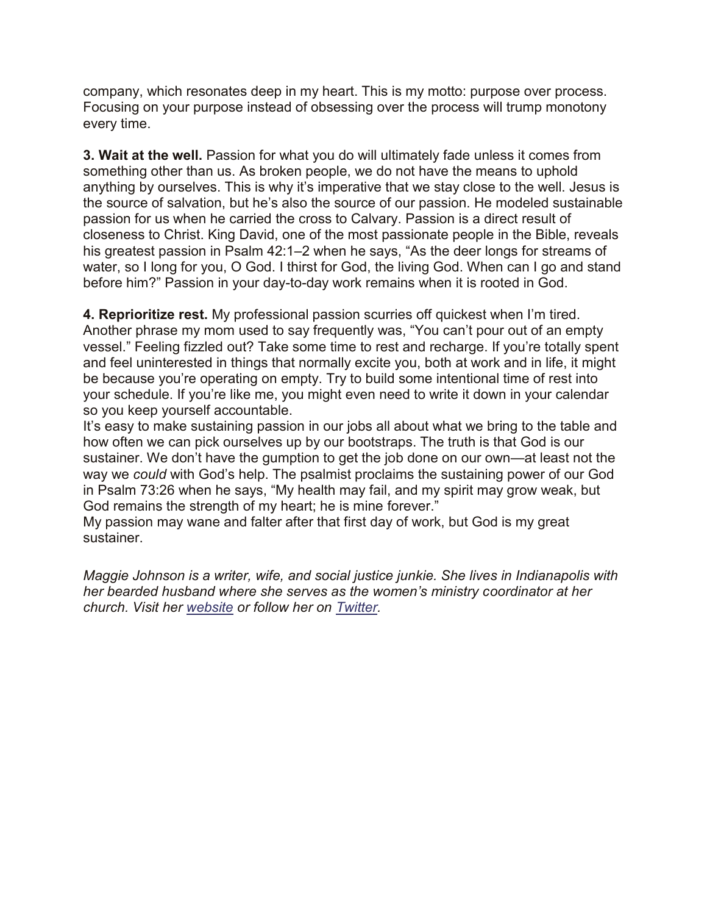company, which resonates deep in my heart. This is my motto: purpose over process. Focusing on your purpose instead of obsessing over the process will trump monotony every time.

**3. Wait at the well.** Passion for what you do will ultimately fade unless it comes from something other than us. As broken people, we do not have the means to uphold anything by ourselves. This is why it's imperative that we stay close to the well. Jesus is the source of salvation, but he's also the source of our passion. He modeled sustainable passion for us when he carried the cross to Calvary. Passion is a direct result of closeness to Christ. King David, one of the most passionate people in the Bible, reveals his greatest passion in Psalm 42:1–2 when he says, "As the deer longs for streams of water, so I long for you, O God. I thirst for God, the living God. When can I go and stand before him?" Passion in your day-to-day work remains when it is rooted in God.

**4. Reprioritize rest.** My professional passion scurries off quickest when I'm tired. Another phrase my mom used to say frequently was, "You can't pour out of an empty vessel." Feeling fizzled out? Take some time to rest and recharge. If you're totally spent and feel uninterested in things that normally excite you, both at work and in life, it might be because you're operating on empty. Try to build some intentional time of rest into your schedule. If you're like me, you might even need to write it down in your calendar so you keep yourself accountable.

It's easy to make sustaining passion in our jobs all about what we bring to the table and how often we can pick ourselves up by our bootstraps. The truth is that God is our sustainer. We don't have the gumption to get the job done on our own—at least not the way we *could* with God's help. The psalmist proclaims the sustaining power of our God in Psalm 73:26 when he says, "My health may fail, and my spirit may grow weak, but God remains the strength of my heart; he is mine forever."

My passion may wane and falter after that first day of work, but God is my great sustainer.

*Maggie Johnson is a writer, wife, and social justice junkie. She lives in Indianapolis with her bearded husband where she serves as the women's ministry coordinator at her church. Visit her [website]() or follow her on [Twitter]().*